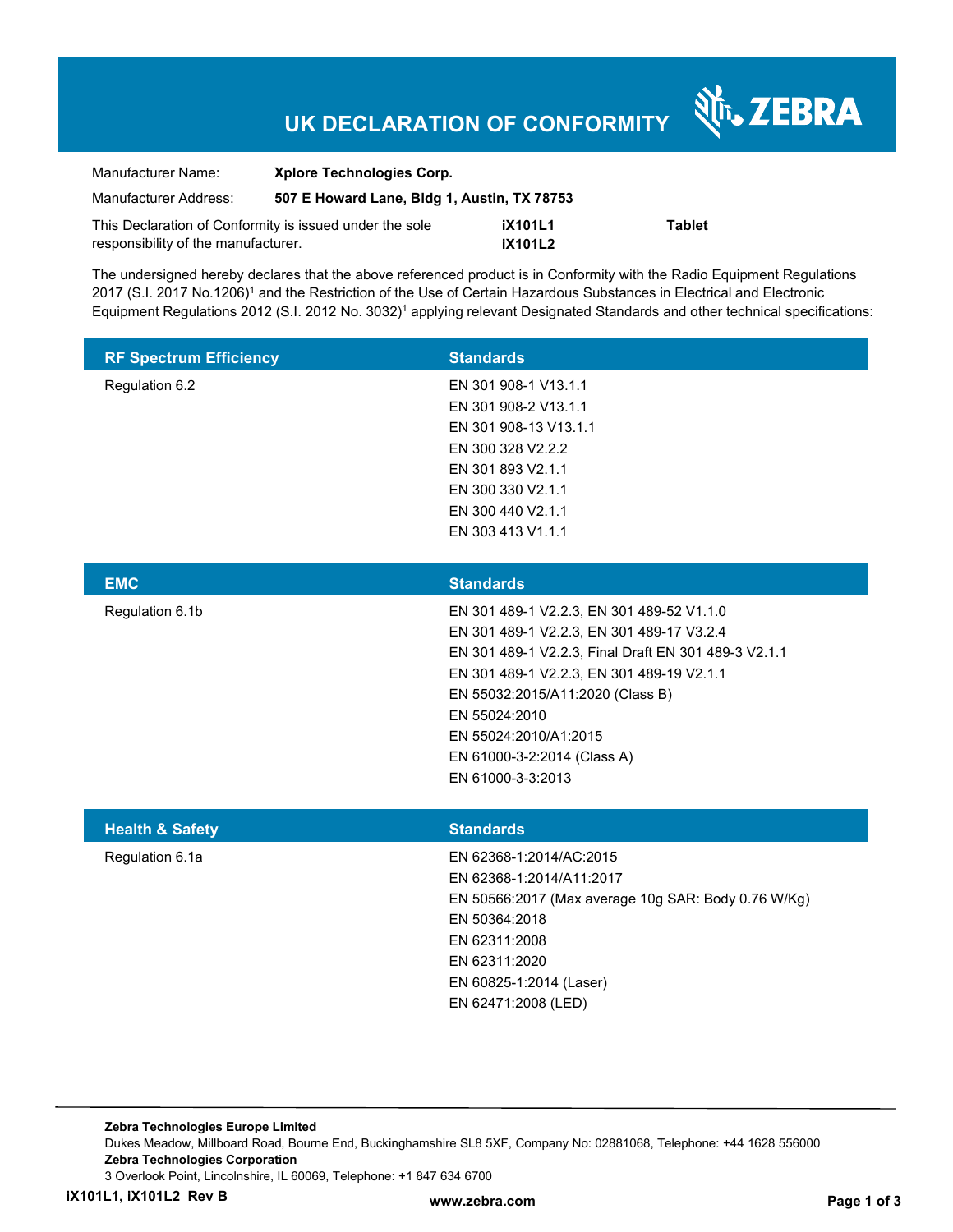# UK DECLARATION OF CONFORMITY

| | |
|---|---|
| Manufacturer Name: | **Xplore Technologies Corp.** |
| Manufacturer Address: | **507 E Howard Lane, Bldg 1, Austin, TX 78753** |

This Declaration of Conformity is issued under the sole responsibility of the manufacturer.

**iX101L1**
**iX101L2**

**Tablet**

The undersigned hereby declares that the above referenced product is in Conformity with the Radio Equipment Regulations 2017 (S.I. 2017 No.1206)[1] and the Restriction of the Use of Certain Hazardous Substances in Electrical and Electronic Equipment Regulations 2012 (S.I. 2012 No. 3032)[1] applying relevant Designated Standards and other technical specifications:

| RF Spectrum Efficiency | Standards |
|---|---|
| Regulation 6.2 | EN 301 908-1 V13.1.1<br>EN 301 908-2 V13.1.1<br>EN 301 908-13 V13.1.1<br>EN 300 328 V2.2.2<br>EN 301 893 V2.1.1<br>EN 300 330 V2.1.1<br>EN 300 440 V2.1.1<br>EN 303 413 V1.1.1 |

| EMC | Standards |
|---|---|
| Regulation 6.1b | EN 301 489-1 V2.2.3, EN 301 489-52 V1.1.0<br>EN 301 489-1 V2.2.3, EN 301 489-17 V3.2.4<br>EN 301 489-1 V2.2.3, Final Draft EN 301 489-3 V2.1.1<br>EN 301 489-1 V2.2.3, EN 301 489-19 V2.1.1<br>EN 55032:2015/A11:2020 (Class B)<br>EN 55024:2010<br>EN 55024:2010/A1:2015<br>EN 61000-3-2:2014 (Class A)<br>EN 61000-3-3:2013 |

| Health & Safety | Standards |
|---|---|
| Regulation 6.1a | EN 62368-1:2014/AC:2015<br>EN 62368-1:2014/A11:2017<br>EN 50566:2017 (Max average 10g SAR: Body 0.76 W/Kg)<br>EN 50364:2018<br>EN 62311:2008<br>EN 62311:2020<br>EN 60825-1:2014 (Laser)<br>EN 62471:2008 (LED) |

**Zebra Technologies Europe Limited**
Dukes Meadow, Millboard Road, Bourne End, Buckinghamshire SL8 5XF, Company No: 02881068, Telephone: +44 1628 556000
**Zebra Technologies Corporation**
3 Overlook Point, Lincolnshire, IL 60069, Telephone: +1 847 634 6700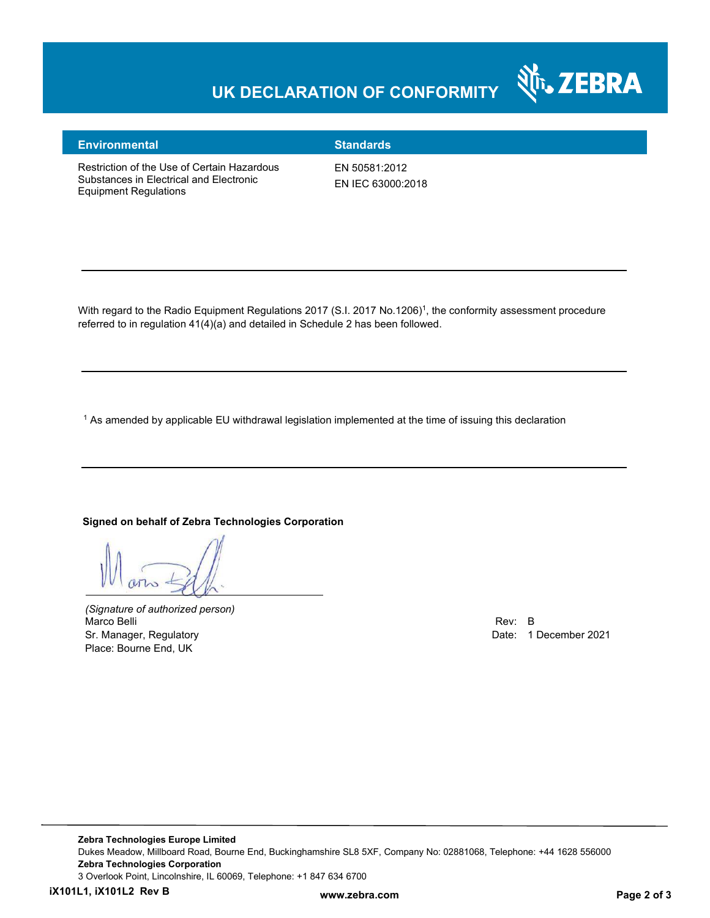# UK DECLARATION OF CONFORMITY

| Environmental | Standards |
| --- | --- |
| Restriction of the Use of Certain Hazardous Substances in Electrical and Electronic Equipment Regulations | EN 50581:2012<br>EN IEC 63000:2018 |

---

With regard to the Radio Equipment Regulations 2017 (S.I. 2017 No.1206)[1], the conformity assessment procedure referred to in regulation 41(4)(a) and detailed in Schedule 2 has been followed.

---

[1] As amended by applicable EU withdrawal legislation implemented at the time of issuing this declaration

---

**Signed on behalf of Zebra Technologies Corporation**

*(Signature of authorized person)*
Marco Belli
Sr. Manager, Regulatory
Place: Bourne End, UK

Rev: B
Date: 1 December 2021

**Zebra Technologies Europe Limited**
Dukes Meadow, Millboard Road, Bourne End, Buckinghamshire SL8 5XF, Company No: 02881068, Telephone: +44 1628 556000
**Zebra Technologies Corporation**
3 Overlook Point, Lincolnshire, IL 60069, Telephone: +1 847 634 6700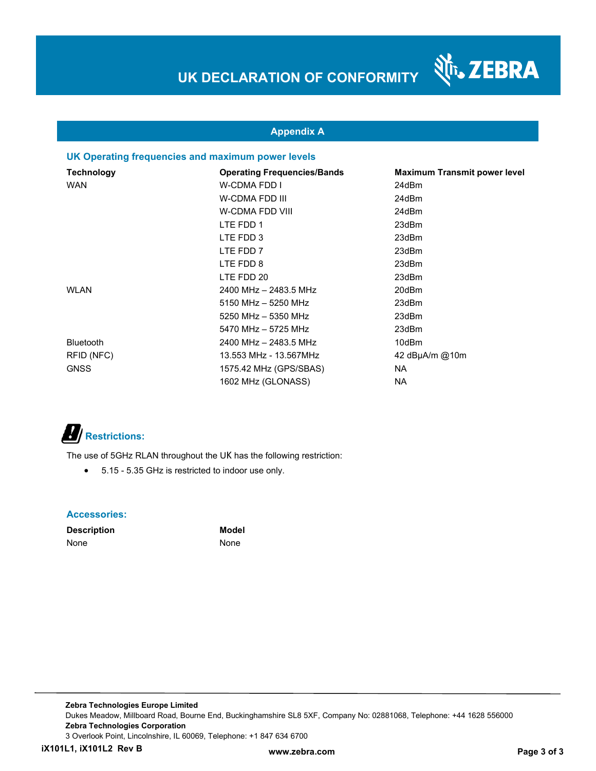# UK DECLARATION OF CONFORMITY

## Appendix A

### UK Operating frequencies and maximum power levels

| Technology | Operating Frequencies/Bands | Maximum Transmit power level |
|---|---|---|
| WAN | W-CDMA FDD I | 24dBm |
| | W-CDMA FDD III | 24dBm |
| | W-CDMA FDD VIII | 24dBm |
| | LTE FDD 1 | 23dBm |
| | LTE FDD 3 | 23dBm |
| | LTE FDD 7 | 23dBm |
| | LTE FDD 8 | 23dBm |
| | LTE FDD 20 | 23dBm |
| WLAN | 2400 MHz – 2483.5 MHz | 20dBm |
| | 5150 MHz – 5250 MHz | 23dBm |
| | 5250 MHz – 5350 MHz | 23dBm |
| | 5470 MHz – 5725 MHz | 23dBm |
| Bluetooth | 2400 MHz – 2483.5 MHz | 10dBm |
| RFID (NFC) | 13.553 MHz - 13.567MHz | 42 dBμA/m @10m |
| GNSS | 1575.42 MHz (GPS/SBAS) | NA |
| | 1602 MHz (GLONASS) | NA |

### Restrictions:

The use of 5GHz RLAN throughout the UK has the following restriction:

- 5.15 - 5.35 GHz is restricted to indoor use only.

### Accessories:

| Description | Model |
|---|---|
| None | None |

**Zebra Technologies Europe Limited**
Dukes Meadow, Millboard Road, Bourne End, Buckinghamshire SL8 5XF, Company No: 02881068, Telephone: +44 1628 556000
**Zebra Technologies Corporation**
3 Overlook Point, Lincolnshire, IL 60069, Telephone: +1 847 634 6700

**iX101L1, iX101L2 Rev B** **www.zebra.com**